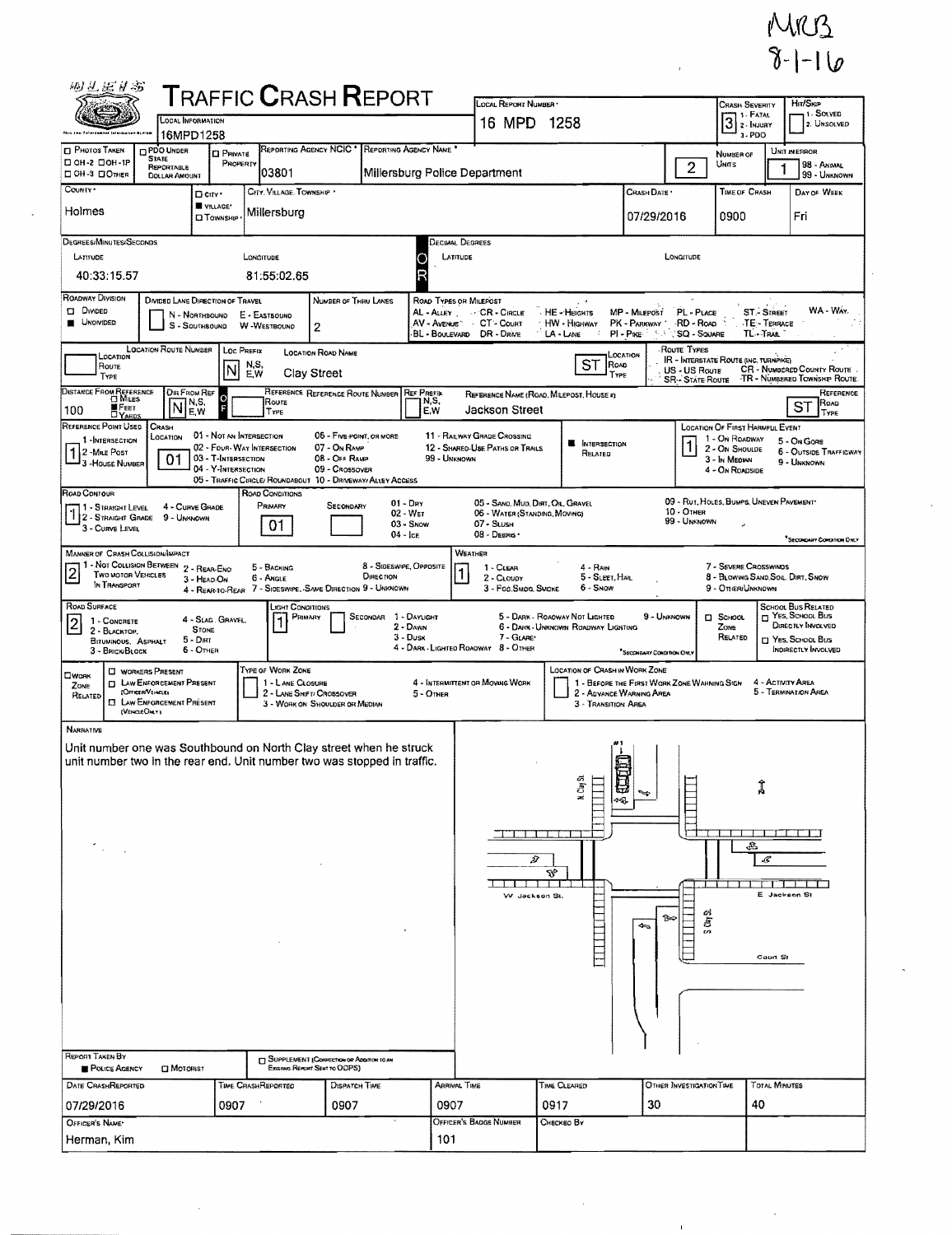MRB
8-1-16

# TRAFFIC CRASH REPORT

| Field | Value |
|---|---|
| Local Information | 16MPD1258 |
| Local Report Number | 16 MPD 1258 |
| Crash Severity (1 - Fatal, 2 - Injury, 3 - PDO) | 3 |
| Hit/Skip (1 - Solved, 2 - Unsolved) | |
| Photos Taken | ☐ OH-2 ☐ OH-1P ☐ OH-3 ☐ Other |
| PDO Under State Reportable Dollar Amount | ☐ |
| Private Property | ☐ |
| Reporting Agency NCIC | 03801 |
| Reporting Agency Name | Millersburg Police Department |
| Number of Units | 2 |
| Unit in Error (98 - Animal, 99 - Unknown) | 1 |
| County | Holmes |
| City / Village / Township | ■ Village — Millersburg |
| Crash Date | 07/29/2016 |
| Time of Crash | 0900 |
| Day of Week | Fri |

## Degrees/Minutes/Seconds

| Latitude | Longitude |
|---|---|
| 40:33:15.57 | 81:55:02.65 |

## Roadway

| Field | Value |
|---|---|
| Roadway Division | ■ Undivided |
| Divided Lane Direction of Travel (N - Northbound, S - Southbound, E - Eastbound, W - Westbound) | |
| Number of Thru Lanes | 2 |
| Location Route Number | |
| Loc Prefix (N,S,E,W) | N |
| Location Road Name | Clay Street |
| Location Road Type | ST |
| Distance From Reference | 100 ■ Feet |
| Dir From Ref (N,S,E,W) | N |
| Reference Road Name | Jackson Street |
| Reference Road Type | ST |
| Reference Point Used (1 - Intersection, 2 - Mile Post, 3 - House Number) | 1 |
| Crash Location | 01 - Not an Intersection |
| Intersection Related | ■ |
| Location of First Harmful Event | 1 - On Roadway |
| Road Contour | 1 - Straight Level |
| Road Conditions Primary | 01 - Dry |
| Manner of Crash Collision/Impact | 2 - Rear-End |
| Weather | 1 - Clear |
| Road Surface | 2 - Blacktop, Bituminous, Asphalt |
| Light Conditions Primary | 1 - Daylight |
| Work Zone Related | ☐ |

## Narrative

Unit number one was Southbound on North Clay street when he struck unit number two in the rear end. Unit number two was stopped in traffic.

(Diagram labels: #1, N Clay St, W Jackson St, E Jackson St, S Clay St, Court St)

## Report Information

| Field | Value |
|---|---|
| Report Taken By | ■ Police Agency ☐ Motorist |
| Supplement | ☐ |
| Date Crash Reported | 07/29/2016 |
| Time Crash Reported | 0907 |
| Dispatch Time | 0907 |
| Arrival Time | 0907 |
| Time Cleared | 0917 |
| Other Investigation Time | 30 |
| Total Minutes | 40 |
| Officer's Name | Herman, Kim |
| Officer's Badge Number | 101 |
| Checked By | |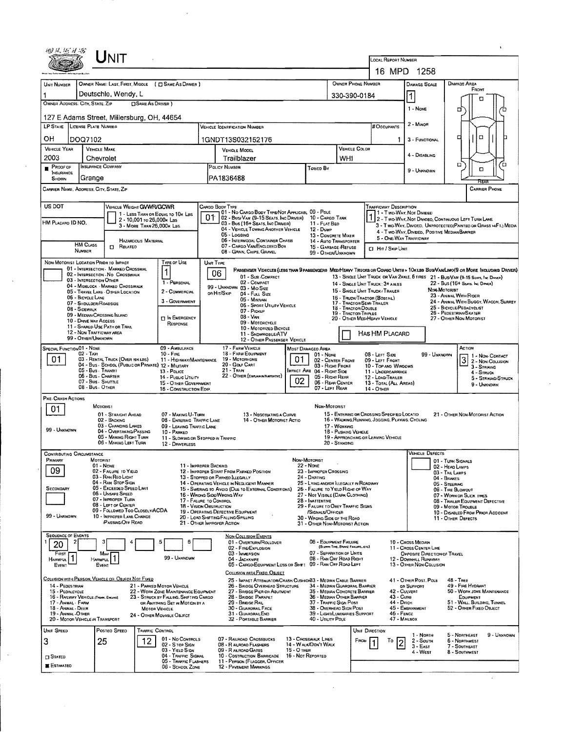# UNIT

**LOCAL REPORT NUMBER:** 16 MPD 1258

| Field | Value |
|---|---|
| UNIT NUMBER | 1 |
| OWNER NAME: LAST, FIRST, MIDDLE (☐ SAME AS DRIVER) | Deutschle, Wendy, L |
| OWNER PHONE NUMBER | 330-390-0184 |
| DAMAGE SCALE | 1 |
| OWNER ADDRESS: CITY, STATE, ZIP (☐ SAME AS DRIVER) | 127 E Adams Street, Millersburg, OH, 44654 |
| LP STATE | OH |
| LICENSE PLATE NUMBER | DOQ7102 |
| VEHICLE IDENTIFICATION NUMBER | 1GNDT13S032152176 |
| # OCCUPANTS | 1 |
| VEHICLE YEAR | 2003 |
| VEHICLE MAKE | Chevrolet |
| VEHICLE MODEL | Trailblazer |
| VEHICLE COLOR | WHI |
| PROOF OF INSURANCE SHOWN | ■ |
| INSURANCE COMPANY | Grange |
| POLICY NUMBER | PA1836488 |
| TOWED BY | |
| CARRIER NAME, ADDRESS, CITY, STATE, ZIP | |
| CARRIER PHONE | |

Damage Scale: 1 - None; 2 - Minor; 3 - Functional; 4 - Disabling; 9 - Unknown

Damage Area: Front / Rear

**US DOT** | **HM PLACARD ID NO.** | **HM CLASS NUMBER** | ☐ RELATED (HAZARDOUS MATERIAL)

**VEHICLE WEIGHT GVWR/GCWR:** 1 - Less Than or Equal to 10K Lbs; 2 - 10,001 to 26,000K Lbs; 3 - More Than 26,000K Lbs.

**CARGO BODY TYPE:** 01
01 - No Cargo Body Type/Not Applicable; 02 - Bus/Van (9-15 Seats, Inc Driver); 03 - Bus (16+ Seats, Inc Driver); 04 - Vehicle Towing Another Vehicle; 05 - Logging; 06 - Intermodal Container Chassis; 07 - Cargo Van/Enclosed Box; 08 - Grain, Chips, Gravel; 09 - Pole; 10 - Cargo Tank; 11 - Flat Bed; 12 - Dump; 13 - Concrete Mixer; 14 - Auto Transporter; 15 - Garbage/Refuse; 99 - Other/Unknown

**TRAFFICWAY DESCRIPTION:** 1
1 - Two-Way, Not Divided; 2 - Two-Way, Not Divided, Continuous Left Turn Lane; 3 - Two-Way, Divided, Unprotected (Painted or Grass >4Ft.) Media; 4 - Two-Way, Divided, Positive Median Barrier; 5 - One-Way Trafficway
☐ HIT / SKIP UNIT

**NON-MOTORIST LOCATION PRIOR TO IMPACT:**
01 - Intersection - Marked Crosswal; 02 - Intersection - No Crosswalk; 03 - Intersection Other; 04 - Midblock - Marked Crosswalk; 05 - Travel Lane - Other Location; 06 - Bicycle Lane; 07 - Shoulder/Roadside; 08 - Sidewalk; 09 - Median/Crossing Island; 10 - Drive Way Access; 11 - Shared-Use Path or Trail; 12 - Non-Trafficway Area; 99 - Other/Unknown

**TYPE OF USE:** 1
1 - Personal; 2 - Commercial; 3 - Government; ☐ In Emergency Response

**UNIT TYPE:** 06
Passenger Vehicles (less than 9 passengers): 01 - Sub-Compact; 02 - Compact; 99 - Unknown 03 - Mid Size or Hit/Skip; 04 - Full Size; 05 - Minivan; 06 - Sport Utility Vehicle; 07 - Pickup; 08 - Van; 09 - Motorcycle; 10 - Motorized Bicycle; 11 - Snowmobile/ATV; 12 - Other Passenger Vehicle
Med/Heavy Trucks or Combo Units > 10K lbs Bus/Van/Limo (9 or More Including Driver): 13 - Single Unit Truck or Van 2 Axle, 6 Tires; 14 - Single Unit Truck: 3+ Axles; 15 - Single Unit Truck / Trailer; 16 - Truck/Tractor (Bobtail); 17 - Tractor/Semi-Trailer; 18 - Tractor/Double; 19 - Tractor/Triples; 20 - Other Med/Heavy Vehicle; 21 - Bus/Van (9-15 Seats, Inc Driver); 22 - Bus (16+ Seats, Inc Driver)
Non-Motorist: 23 - Animal With Rider; 24 - Animal With Buggy, Wagon, Surrey; 25 - Bicycle/Pedacyclist; 26 - Pedestrian/Skater; 27 - Other Non-Motorist
☐ Has HM Placard

**SPECIAL FUNCTION:** 01
01 - None; 02 - Taxi; 03 - Rental Truck (Over 10K lbs); 04 - Bus - School (Public or Private); 05 - Bus - Transit; 06 - Bus - Charter; 07 - Bus - Shuttle; 08 - Bus - Other; 09 - Ambulance; 10 - Fire; 11 - Highway/Maintenance; 12 - Military; 13 - Police; 14 - Public Utility; 15 - Other Government; 16 - Construction Eqip.; 17 - Farm Vehicle; 18 - Farm Equipment; 19 - Motorhome; 20 - Golf Cart; 21 - Train; 22 - Other (Explain in Narrative)

**MOST DAMAGED AREA:** 01 | **IMPACT ARE:** 02
01 - None; 02 - Center Front; 03 - Right Front; 04 - Right Side; 05 - Right Rear; 06 - Rear Center; 07 - Left Rear; 08 - Left Side; 09 - Left Front; 10 - Top and Windows; 11 - Undercarriage; 12 - Load/Trailer; 13 - Total (All Areas); 14 - Other; 99 - Unknown

**ACTION:** 3
1 - Non-Contact; 2 - Non-Collision; 3 - Striking; 4 - Struck; 5 - Striking/Struck; 9 - Unknown

**PRE-CRASH ACTIONS:** 01
Motorist: 01 - Straight Ahead; 02 - Backing; 03 - Changing Lanes; 04 - Overtaking/Passing; 05 - Making Right Turn; 06 - Making Left Turn; 07 - Making U-Turn; 08 - Entering Traffic Lane; 09 - Leaving Traffic Lane; 10 - Parked; 11 - Slowing or Stopped in Traffic; 12 - Driverless; 13 - Negotiating a Curve; 14 - Other Motorist Actio; 99 - Unknown
Non-Motorist: 15 - Entering or Crossing Specified Locatio; 16 - Walking, Running, Jogging, Playing, Cycling; 17 - Working; 18 - Pushing Vehicle; 19 - Approaching or Leaving Vehicle; 20 - Standing; 21 - Other Non-Motorist Action

**CONTRIBUTING CIRCUMSTANCE:**
Primary: 09 | Secondary: (blank)
Motorist: 01 - None; 02 - Failure to Yield; 03 - Ran Red Light; 04 - Ran Stop Sign; 05 - Exceeded Speed Limit; 06 - Unsafe Speed; 07 - Improper Turn; 08 - Left of Center; 09 - Followed Too Closely/ACDA; 10 - Improper Lane Change /Passing/Off Road; 11 - Improper Backing; 12 - Improper Start From Parked Position; 13 - Stopped or Parked Illegally; 14 - Operating Vehicle in Negligent Manner; 15 - Swering to Avoid (Due to External Conditions); 16 - Wrong Side/Wrong Way; 17 - Failure to Control; 18 - Vision Obstruction; 19 - Operating Defective Equipment; 20 - Load Shifting/Falling/Spilling; 21 - Other Improper Action; 99 - Unknown
Non-Motorist: 22 - None; 23 - Improper Crossing; 24 - Darting; 25 - Lying and/or Illegally in Roadway; 26 - Falure to Yield Right of Way; 27 - Not Visible (Dark Clothing); 28 - Inattentive; 29 - Failure to Obey Traffic Signs /Signals/Officer; 30 - Wrong Side of the Road; 31 - Other Non-Motorist Action

**VEHICLE DEFECTS:** 01 - Turn Signals; 02 - Head Lamps; 03 - Tail Lamps; 04 - Brakes; 05 - Steering; 06 - Tire Blowout; 07 - Worn or Slick Tires; 08 - Trailer Equipment Defective; 09 - Motor Trouble; 10 - Disabled From Prior Accident; 11 - Other Defects

**SEQUENCE OF EVENTS:** 1: 20; 2–6: (blank)
First Harmful Event: 1 | Most Harmful Event: 1 | 99 - Unknown

Non-Collision Events: 01 - Overturn/Rollover; 02 - Fire/Explosion; 03 - Immersion; 04 - Jackknife; 05 - Cargo/Equipment Loss or Shift; 06 - Equipment Failure (Blown Tire, Brake Failure, etc); 07 - Separation of Units; 08 - Ran Off Road Right; 09 - Ran Off Road Left; 10 - Cross Median; 11 - Cross Center Line Opposite Direction of Travel; 12 - Downhill Runaway; 13 - Other Non-Collision

Collision with Person, Vehicle or Object Not Fixed: 14 - Pedestrian; 15 - Pedalcycle; 16 - Railway Vehicle (Train, Engine); 17 - Animal - Farm; 18 - Animal - Deer; 19 - Animal - Other; 20 - Motor Vehicle in Transport; 21 - Parked Motor Vehicle; 22 - Work Zone Maintenance Equipment; 23 - Struck by Falling, Shifting Cargo or Anything Set in Motion by a Motor Vehicle; 24 - Other Movable Object

Collision with Fixed Object: 25 - Impact Attenuator/Crash Cushion; 26 - Bridge Overhead Structure; 27 - Bridge Pier or Abutment; 28 - Bridge Parapet; 29 - Bridge Rail; 30 - Guardrail Face; 31 - Guardrail End; 32 - Portable Barrier; 33 - Median Cable Barrier; 34 - Median Guardrail Barrier; 35 - Median Concrete Barrier; 36 - Median Other Barrier; 37 - Traffic Sign Post; 38 - Overhead Sign Post; 39 - Light/Luminaries Support; 40 - Utility Pole; 41 - Other Post, Pole or Support; 42 - Culvert; 43 - Curb; 44 - Ditch; 45 - Embankment; 46 - Fence; 47 - Mailbox; 48 - Tree; 49 - Fire Hydrant; 50 - Work Zone Maintenance Equipment; 51 - Wall, Building, Tunnel; 52 - Other Fixed Object

| UNIT SPEED | POSTED SPEED | TRAFFIC CONTROL | UNIT DIRECTION |
|---|---|---|---|
| 3 | 25 | 12 | From 1 To 2 |

☐ Stated ■ Estimated

Traffic Control: 01 - No Controls; 02 - Stop Sign; 03 - Yield Sign; 04 - Traffic Signal; 05 - Traffic Flashers; 06 - School Zone; 07 - Railroad Crossbucks; 08 - Railroad Flashers; 09 - Railroad Gates; 10 - Costruction Barricade; 11 - Person (Flagger, Officer); 12 - Pavement Markings; 13 - Crosswalk Lines; 14 - Walk/Don't Walk; 15 - Other; 16 - Not Reported

Unit Direction: 1 - North; 2 - South; 3 - East; 4 - West; 5 - Northeast; 6 - Northwest; 7 - Southeast; 8 - Southwest; 9 - Unknown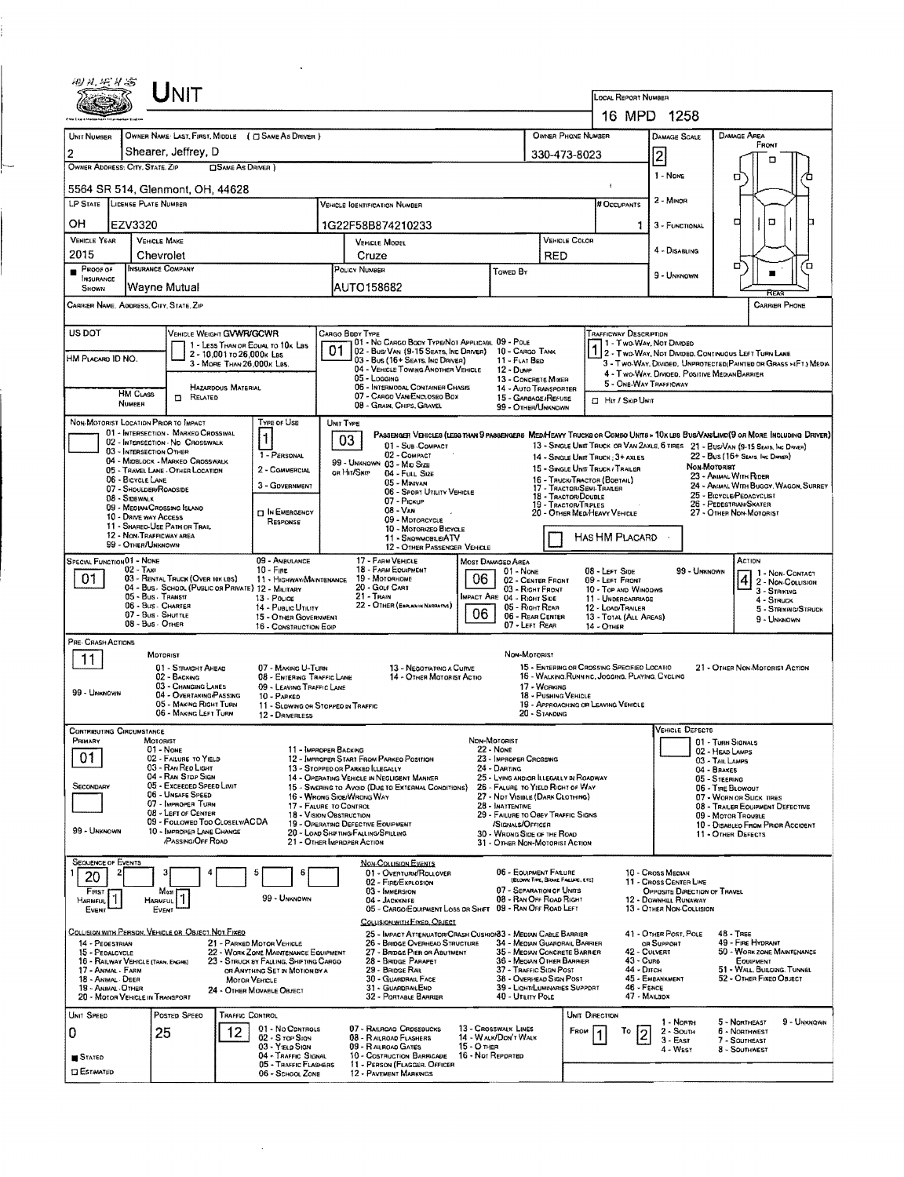# UNIT

**LOCAL REPORT NUMBER:** 16 MPD 1258

| UNIT NUMBER | OWNER NAME: LAST, FIRST, MIDDLE ( ☐ SAME AS DRIVER ) | OWNER PHONE NUMBER | DAMAGE SCALE | DAMAGE AREA |
|---|---|---|---|---|
| 2 | Shearer, Jeffrey, D | 330-473-8023 | 2 | |

**OWNER ADDRESS: CITY, STATE, ZIP** ( ☐ SAME AS DRIVER ): 5564 SR 514, Glenmont, OH, 44628

DAMAGE SCALE: 1 - NONE, 2 - MINOR, 3 - FUNCTIONAL, 4 - DISABLING, 9 - UNKNOWN

| LP STATE | LICENSE PLATE NUMBER | VEHICLE IDENTIFICATION NUMBER | # OCCUPANTS |
|---|---|---|---|
| OH | EZV3320 | 1G22F58B874210233 | 1 |

| VEHICLE YEAR | VEHICLE MAKE | VEHICLE MODEL | VEHICLE COLOR |
|---|---|---|---|
| 2015 | Chevrolet | Cruze | RED |

| ■ PROOF OF INSURANCE SHOWN | INSURANCE COMPANY | POLICY NUMBER | TOWED BY |
|---|---|---|---|
| | Wayne Mutual | AUTO158682 | |

CARRIER NAME, ADDRESS, CITY, STATE, ZIP | CARRIER PHONE

US DOT

HM PLACARD ID NO.

HM CLASS NUMBER

VEHICLE WEIGHT GVWR/GCWR: 1 - LESS THAN OR EQUAL TO 10K LBS; 2 - 10,001 TO 26,000K LBS; 3 - MORE THAN 26,000K LBS.

☐ HAZARDOUS MATERIAL RELATED

CARGO BODY TYPE: **01**
01 - NO CARGO BODY TYPE/NOT APPLICABLE; 02 - BUS/VAN (9-15 SEATS, INC DRIVER); 03 - BUS (16+ SEATS, INC DRIVER); 04 - VEHICLE TOWING ANOTHER VEHICLE; 05 - LOGGING; 06 - INTERMODAL CONTAINER CHASIS; 07 - CARGO VAN/ENCLOSED BOX; 08 - GRAIN, CHIPS, GRAVEL; 09 - POLE; 10 - CARGO TANK; 11 - FLAT BED; 12 - DUMP; 13 - CONCRETE MIXER; 14 - AUTO TRANSPORTER; 15 - GARBAGE/REFUSE; 99 - OTHER/UNKNOWN

TRAFFICWAY DESCRIPTION: **1**
1 - TWO-WAY, NOT DIVIDED; 2 - TWO-WAY, NOT DIVIDED, CONTINUOUS LEFT TURN LANE; 3 - TWO-WAY, DIVIDED, UNPROTECTED (PAINTED OR GRASS >4FT.) MEDIA; 4 - TWO-WAY, DIVIDED, POSITIVE MEDIAN BARRIER; 5 - ONE-WAY TRAFFICWAY

☐ HIT / SKIP UNIT

NON-MOTORIST LOCATION PRIOR TO IMPACT: 01 - INTERSECTION - MARKED CROSSWALK; 02 - INTERSECTION - NO CROSSWALK; 03 - INTERSECTION OTHER; 04 - MIDBLOCK - MARKED CROSSWALK; 05 - TRAVEL LANE - OTHER LOCATION; 06 - BICYCLE LANE; 07 - SHOULDER/ROADSIDE; 08 - SIDEWALK; 09 - MEDIAN/CROSSING ISLAND; 10 - DRIVE WAY ACCESS; 11 - SHARED-USE PATH OR TRAIL; 12 - NON-TRAFFICWAY AREA; 99 - OTHER/UNKNOWN

TYPE OF USE: **1**
1 - PERSONAL; 2 - COMMERCIAL; 3 - GOVERNMENT; ☐ IN EMERGENCY RESPONSE

UNIT TYPE: **03**
PASSENGER VEHICLES (LESS THAN 9 PASSENGERS MED/HEAVY TRUCKS OR COMBO UNITS > 10K LBS BUS/VAN/LIMO(9 OR MORE INCLUDING DRIVER)
01 - SUB-COMPACT; 02 - COMPACT; 99 - UNKNOWN 03 - MID SIZE; OR HIT/SKIP 04 - FULL SIZE; 05 - MINIVAN; 06 - SPORT UTILITY VEHICLE; 07 - PICKUP; 08 - VAN; 09 - MOTORCYCLE; 10 - MOTORIZED BICYCLE; 11 - SNOWMOBILE/ATV; 12 - OTHER PASSENGER VEHICLE
13 - SINGLE UNIT TRUCK OR VAN 2AXLE, 6 TIRES; 14 - SINGLE UNIT TRUCK: 3+ AXLES; 15 - SINGLE UNIT TRUCK / TRAILER; 16 - TRUCK/TRACTOR (BOBTAIL); 17 - TRACTOR/SEMI-TRAILER; 18 - TRACTOR/DOUBLE; 19 - TRACTOR/TRIPLES; 20 - OTHER MED/HEAVY VEHICLE
21 - BUS/VAN (9-15 SEATS, INC DRIVER); 22 - BUS (16+ SEATS, INC DRIVER)
NON-MOTORIST: 23 - ANIMAL WITH RIDER; 24 - ANIMAL WITH BUGGY, WAGON, SURREY; 25 - BICYCLE/PEDACYCLIST; 26 - PEDESTRIAN/SKATER; 27 - OTHER NON-MOTORIST

☐ HAS HM PLACARD

SPECIAL FUNCTION: **01**
01 - NONE; 02 - TAXI; 03 - RENTAL TRUCK (OVER 10K LBS); 04 - BUS - SCHOOL (PUBLIC OR PRIVATE); 05 - BUS - TRANSIT; 06 - BUS - CHARTER; 07 - BUS - SHUTTLE; 08 - BUS - OTHER; 09 - AMBULANCE; 10 - FIRE; 11 - HIGHWAY/MAINTENANCE; 12 - MILITARY; 13 - POLICE; 14 - PUBLIC UTILITY; 15 - OTHER GOVERNMENT; 16 - CONSTRUCTION EQIP; 17 - FARM VEHICLE; 18 - FARM EQUIPMENT; 19 - MOTORHOME; 20 - GOLF CART; 21 - TRAIN; 22 - OTHER (EXPLAIN IN NARRATIVE)

MOST DAMAGED AREA: **06**
IMPACT ARE: **06**
01 - NONE; 02 - CENTER FRONT; 03 - RIGHT FRONT; 04 - RIGHT SIDE; 05 - RIGHT REAR; 06 - REAR CENTER; 07 - LEFT REAR; 08 - LEFT SIDE; 09 - LEFT FRONT; 10 - TOP AND WINDOWS; 11 - UNDERCARRIAGE; 12 - LOAD/TRAILER; 13 - TOTAL (ALL AREAS); 14 - OTHER; 99 - UNKNOWN

ACTION: **4**
1 - NON-CONTACT; 2 - NON-COLLISION; 3 - STRIKING; 4 - STRUCK; 5 - STRIKING/STRUCK; 9 - UNKNOWN

PRE-CRASH ACTIONS: **11**
MOTORIST: 01 - STRAIGHT AHEAD; 02 - BACKING; 03 - CHANGING LANES; 04 - OVERTAKING/PASSING; 05 - MAKING RIGHT TURN; 06 - MAKING LEFT TURN; 07 - MAKING U-TURN; 08 - ENTERING TRAFFIC LANE; 09 - LEAVING TRAFFIC LANE; 10 - PARKED; 11 - SLOWING OR STOPPED IN TRAFFIC; 12 - DRIVERLESS; 13 - NEGOTIATING A CURVE; 14 - OTHER MOTORIST ACTIO; 99 - UNKNOWN
NON-MOTORIST: 15 - ENTERING OR CROSSING SPECIFIED LOCATIO; 16 - WALKING, RUNNING, JOGGING, PLAYING, CYCLING; 17 - WORKING; 18 - PUSHING VEHICLE; 19 - APPROACHING OR LEAVING VEHICLE; 20 - STANDING; 21 - OTHER NON-MOTORIST ACTION

CONTRIBUTING CIRCUMSTANCE
PRIMARY: **01**
SECONDARY:
MOTORIST: 01 - NONE; 02 - FAILURE TO YIELD; 03 - RAN RED LIGHT; 04 - RAN STOP SIGN; 05 - EXCEEDED SPEED LIMIT; 06 - UNSAFE SPEED; 07 - IMPROPER TURN; 08 - LEFT OF CENTER; 09 - FOLLOWED TOO CLOSELY/ACDA; 10 - IMPROPER LANE CHANGE /PASSING/OFF ROAD; 11 - IMPROPER BACKING; 12 - IMPROPER START FROM PARKED POSITION; 13 - STOPPED OR PARKED ILLEGALLY; 14 - OPERATING VEHICLE IN NEGLIGENT MANNER; 15 - SWERING TO AVOID (DUE TO EXTERNAL CONDITIONS); 16 - WRONG SIDE/WRONG WAY; 17 - FALURE TO CONTROL; 18 - VISION OBSTRUCTION; 19 - OPERATING DEFECTIVE EQUIPMENT; 20 - LOAD SHIFTING/FALLING/SPILLING; 21 - OTHER IMPROPER ACTION; 99 - UNKNOWN
NON-MOTORIST: 22 - NONE; 23 - IMPROPER CROSSING; 24 - DARTING; 25 - LYING AND/OR ILLEGALLY IN ROADWAY; 26 - FALURE TO YIELD RIGHT OF WAY; 27 - NOT VISIBLE (DARK CLOTHING); 28 - INATTENTIVE; 29 - FAILURE TO OBEY TRAFFIC SIGNS /SIGNALS/OFFICER; 30 - WRONG SIDE OF THE ROAD; 31 - OTHER NON-MOTORIST ACTION

VEHICLE DEFECTS: 01 - TURN SIGNALS; 02 - HEAD LAMPS; 03 - TAIL LAMPS; 04 - BRAKES; 05 - STEERING; 06 - TIRE BLOWOUT; 07 - WORN OR SLICK TIRES; 08 - TRAILER EQUIPMENT DEFECTIVE; 09 - MOTOR TROUBLE; 10 - DISABLED FROM PRIOR ACCIDENT; 11 - OTHER DEFECTS

SEQUENCE OF EVENTS: 1: **20**; 2; 3; 4; 5; 6
FIRST HARMFUL EVENT: **1**; MOST HARMFUL EVENT: **1**; 99 - UNKNOWN

NON-COLLISION EVENTS: 01 - OVERTURN/ROLLOVER; 02 - FIRE/EXPLOSION; 03 - IMMERSION; 04 - JACKKNIFE; 05 - CARGO/EQUIPMENT LOSS OR SHIFT; 06 - EQUIPMENT FAILURE (BLOWN TIRE, BRAKE FAILURE, ETC); 07 - SEPARATION OF UNITS; 08 - RAN OFF ROAD RIGHT; 09 - RAN OFF ROAD LEFT; 10 - CROSS MEDIAN; 11 - CROSS CENTER LINE OPPOSITE DIRECTION OF TRAVEL; 12 - DOWNHILL RUNAWAY; 13 - OTHER NON-COLLISION

COLLISION WITH PERSON, VEHICLE OR OBJECT NOT FIXED: 14 - PEDESTRIAN; 15 - PEDALCYCLE; 16 - RAILWAY VEHICLE (TRAIN, ENGINE); 17 - ANIMAL - FARM; 18 - ANIMAL - DEER; 19 - ANIMAL - OTHER; 20 - MOTOR VEHICLE IN TRANSPORT; 21 - PARKED MOTOR VEHICLE; 22 - WORK ZONE MAINTENANCE EQUIPMENT; 23 - STRUCK BY FALLING, SHIFTING CARGO OR ANYTHING SET IN MOTION BY A MOTOR VEHICLE; 24 - OTHER MOVABLE OBJECT

COLLISION WITH FIXED, OBJECT: 25 - IMPACT ATTENUATOR/CRASH CUSHION; 26 - BRIDGE OVERHEAD STRUCTURE; 27 - BRIDGE PIER OR ABUTMENT; 28 - BRIDGE PARAPET; 29 - BRIDGE RAIL; 30 - GUARDRAIL FACE; 31 - GUARDRAILEND; 32 - PORTABLE BARRIER; 33 - MEDIAN CABLE BARRIER; 34 - MEDIAN GUARDRAIL BARRIER; 35 - MEDIAN CONCRETE BARRIER; 36 - MEDIAN OTHER BARRIER; 37 - TRAFFIC SIGN POST; 38 - OVERHEAD SIGN POST; 39 - LIGHT/LUMINARIES SUPPORT; 40 - UTILITY POLE; 41 - OTHER POST, POLE OR SUPPORT; 42 - CULVERT; 43 - CURB; 44 - DITCH; 45 - EMBANKMENT; 46 - FENCE; 47 - MAILBOX; 48 - TREE; 49 - FIRE HYDRANT; 50 - WORK ZONE MAINTENANCE EQUIPMENT; 51 - WALL, BUILDING, TUNNEL; 52 - OTHER FIXED OBJECT

| UNIT SPEED | POSTED SPEED | TRAFFIC CONTROL | UNIT DIRECTION |
|---|---|---|---|
| 0 | 25 | 12 | FROM 1 TO 2 |

■ STATED ☐ ESTIMATED

TRAFFIC CONTROL: 01 - NO CONTROLS; 02 - STOP SIGN; 03 - YIELD SIGN; 04 - TRAFFIC SIGNAL; 05 - TRAFFIC FLASHERS; 06 - SCHOOL ZONE; 07 - RAILROAD CROSSBUCKS; 08 - RAILROAD FLASHERS; 09 - RAILROAD GATES; 10 - COSTRUCTION BARRICADE; 11 - PERSON (FLAGGER, OFFICER; 12 - PAVEMENT MARKINGS; 13 - CROSSWALK LINES; 14 - WALK/DON'T WALK; 15 - OTHER; 16 - NOT REPORTED

UNIT DIRECTION: 1 - NORTH; 2 - SOUTH; 3 - EAST; 4 - WEST; 5 - NORTHEAST; 6 - NORTHWEST; 7 - SOUTHEAST; 8 - SOUTHWEST; 9 - UNKNOWN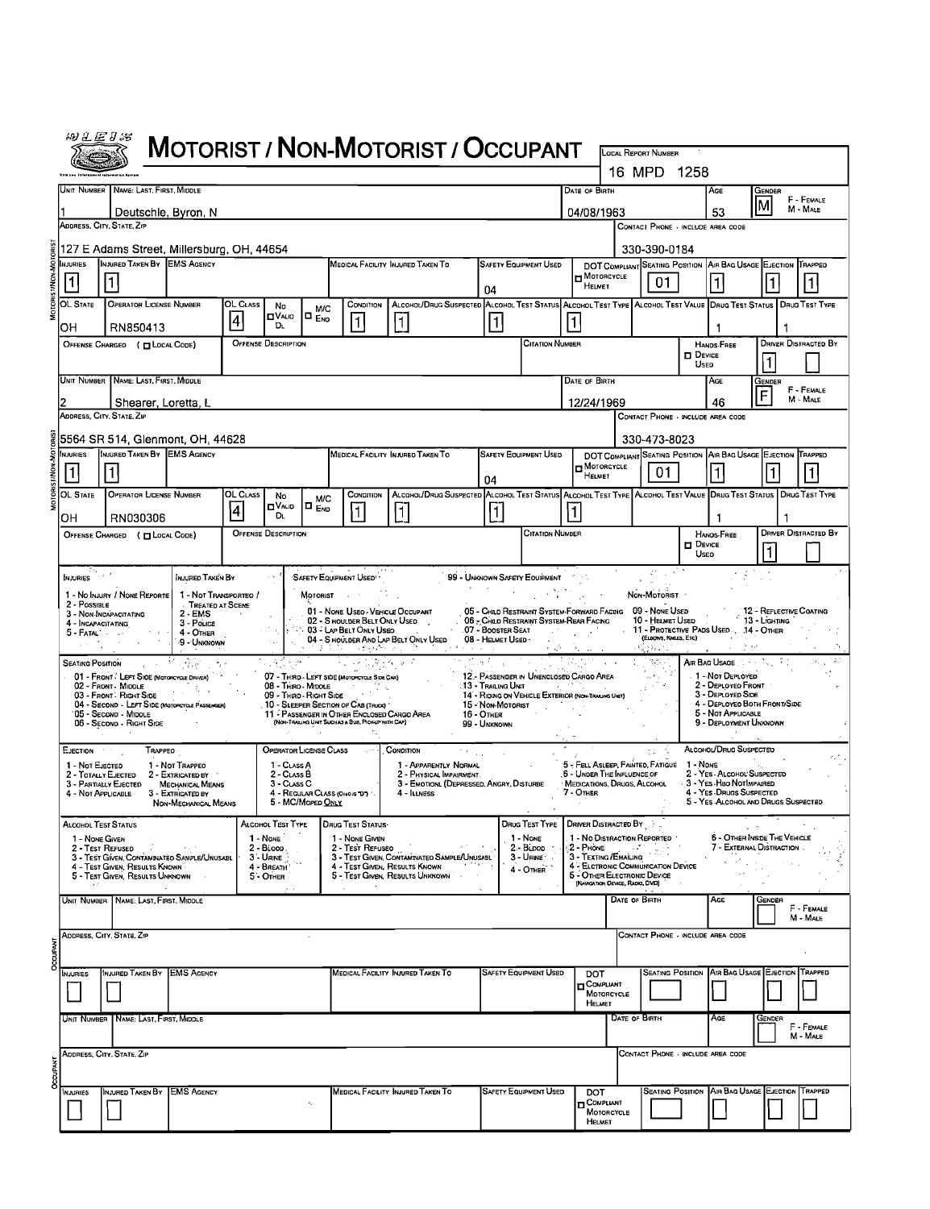# MOTORIST / NON-MOTORIST / OCCUPANT

**LOCAL REPORT NUMBER:** 16 MPD 1258

## MOTORIST/NON-MOTORIST

| UNIT NUMBER | NAME: LAST, FIRST, MIDDLE | DATE OF BIRTH | AGE | GENDER |
|---|---|---|---|---|
| 1 | Deutschle, Byron, N | 04/08/1963 | 53 | M |

| ADDRESS, CITY, STATE, ZIP | CONTACT PHONE - INCLUDE AREA CODE |
|---|---|
| 127 E Adams Street, Millersburg, OH, 44654 | 330-390-0184 |

| INJURIES | INJURED TAKEN BY | EMS AGENCY | MEDICAL FACILITY INJURED TAKEN TO | SAFETY EQUIPMENT USED | DOT COMPLIANT MOTORCYCLE HELMET | SEATING POSITION | AIR BAG USAGE | EJECTION | TRAPPED |
|---|---|---|---|---|---|---|---|---|---|
| 1 | 1 | | | 04 | | 01 | 1 | 1 | 1 |

| OL STATE | OPERATOR LICENSE NUMBER | OL CLASS | NO VALID DL | M/C END | CONDITION | ALCOHOL/DRUG SUSPECTED | ALCOHOL TEST STATUS | ALCOHOL TEST TYPE | ALCOHOL TEST VALUE | DRUG TEST STATUS | DRUG TEST TYPE |
|---|---|---|---|---|---|---|---|---|---|---|---|
| OH | RN850413 | 4 | | | 1 | 1 | 1 | 1 | | 1 | 1 |

| OFFENSE CHARGED ( LOCAL CODE) | OFFENSE DESCRIPTION | CITATION NUMBER | HANDS-FREE DEVICE USED | DRIVER DISTRACTED BY |
|---|---|---|---|---|
| | | | | 1 |

| UNIT NUMBER | NAME: LAST, FIRST, MIDDLE | DATE OF BIRTH | AGE | GENDER |
|---|---|---|---|---|
| 2 | Shearer, Loretta, L | 12/24/1969 | 46 | F |

| ADDRESS, CITY, STATE, ZIP | CONTACT PHONE - INCLUDE AREA CODE |
|---|---|
| 5564 SR 514, Glenmont, OH, 44628 | 330-473-8023 |

| INJURIES | INJURED TAKEN BY | EMS AGENCY | MEDICAL FACILITY INJURED TAKEN TO | SAFETY EQUIPMENT USED | DOT COMPLIANT MOTORCYCLE HELMET | SEATING POSITION | AIR BAG USAGE | EJECTION | TRAPPED |
|---|---|---|---|---|---|---|---|---|---|
| 1 | 1 | | | 04 | | 01 | 1 | 1 | 1 |

| OL STATE | OPERATOR LICENSE NUMBER | OL CLASS | NO VALID DL | M/C END | CONDITION | ALCOHOL/DRUG SUSPECTED | ALCOHOL TEST STATUS | ALCOHOL TEST TYPE | ALCOHOL TEST VALUE | DRUG TEST STATUS | DRUG TEST TYPE |
|---|---|---|---|---|---|---|---|---|---|---|---|
| OH | RN030306 | 4 | | | 1 | 1 | 1 | 1 | | 1 | 1 |

| OFFENSE CHARGED ( LOCAL CODE) | OFFENSE DESCRIPTION | CITATION NUMBER | HANDS-FREE DEVICE USED | DRIVER DISTRACTED BY |
|---|---|---|---|---|
| | | | | 1 |

## Codes

**INJURIES:** 1 - No Injury / None Reported; 2 - Possible; 3 - Non-Incapacitating; 4 - Incapacitating; 5 - Fatal

**INJURED TAKEN BY:** 1 - Not Transported / Treated at Scene; 2 - EMS; 3 - Police; 4 - Other; 9 - Unknown

**SAFETY EQUIPMENT USED:** 99 - Unknown Safety Equipment

- Motorist: 01 - None Used - Vehicle Occupant; 02 - Shoulder Belt Only Used; 03 - Lap Belt Only Used; 04 - Shoulder and Lap Belt Only Used; 05 - Child Restraint System-Forward Facing; 06 - Child Restraint System-Rear Facing; 07 - Booster Seat; 08 - Helmet Used
- Non-Motorist: 09 - None Used; 10 - Helmet Used; 11 - Protective Pads Used (Elbows, Knees, Etc); 12 - Reflective Coating; 13 - Lighting; 14 - Other

**SEATING POSITION:** 01 - Front - Left Side (Motorcycle Driver); 02 - Front - Middle; 03 - Front - Right Side; 04 - Second - Left Side (Motorcycle Passenger); 05 - Second - Middle; 06 - Second - Right Side; 07 - Third - Left Side (Motorcycle Side Car); 08 - Third - Middle; 09 - Third - Right Side; 10 - Sleeper Section of Cab (Truck); 11 - Passenger in Other Enclosed Cargo Area (Non-Trailing Unit Such as a Bus, Pickup with Cap); 12 - Passenger in Unenclosed Cargo Area; 13 - Trailing Unit; 14 - Riding on Vehicle Exterior (Non-Trailing Unit); 15 - Non-Motorist; 16 - Other; 99 - Unknown

**AIR BAG USAGE:** 1 - Not Deployed; 2 - Deployed Front; 3 - Deployed Side; 4 - Deployed Both Front/Side; 5 - Not Applicable; 9 - Deployment Unknown

**EJECTION:** 1 - Not Ejected; 2 - Totally Ejected; 3 - Partially Ejected; 4 - Not Applicable

**TRAPPED:** 1 - Not Trapped; 2 - Extricated by Mechanical Means; 3 - Extricated by Non-Mechanical Means

**OPERATOR LICENSE CLASS:** 1 - Class A; 2 - Class B; 3 - Class C; 4 - Regular Class (Ohio is "D"); 5 - MC/Moped Only

**CONDITION:** 1 - Apparently Normal; 2 - Physical Impairment; 3 - Emotional (Depressed, Angry, Disturbed); 4 - Illness; 5 - Fell Asleep, Fainted, Fatigue; 6 - Under the Influence of Medications, Drugs, Alcohol; 7 - Other

**ALCOHOL/DRUG SUSPECTED:** 1 - None; 2 - Yes - Alcohol Suspected; 3 - Yes - Hbd Not Impaired; 4 - Yes - Drugs Suspected; 5 - Yes - Alcohol and Drugs Suspected

**ALCOHOL TEST STATUS:** 1 - None Given; 2 - Test Refused; 3 - Test Given, Contaminated Sample/Unusable; 4 - Test Given, Results Known; 5 - Test Given, Results Unknown

**ALCOHOL TEST TYPE:** 1 - None; 2 - Blood; 3 - Urine; 4 - Breath; 5 - Other

**DRUG TEST STATUS:** 1 - None Given; 2 - Test Refused; 3 - Test Given, Contaminated Sample/Unusable; 4 - Test Given, Results Known; 5 - Test Given, Results Unknown

**DRUG TEST TYPE:** 1 - None; 2 - Blood; 3 - Urine; 4 - Other

**DRIVER DISTRACTED BY:** 1 - No Distraction Reported; 2 - Phone; 3 - Texting/Emailing; 4 - Electronic Communication Device; 5 - Other Electronic Device (Navigation Device, Radio, DVD); 6 - Other Inside the Vehicle; 7 - External Distraction

## OCCUPANT

| UNIT NUMBER | NAME: LAST, FIRST, MIDDLE | DATE OF BIRTH | AGE | GENDER |
|---|---|---|---|---|
| | | | | |

| ADDRESS, CITY, STATE, ZIP | CONTACT PHONE - INCLUDE AREA CODE |
|---|---|
| | |

| INJURIES | INJURED TAKEN BY | EMS AGENCY | MEDICAL FACILITY INJURED TAKEN TO | SAFETY EQUIPMENT USED | DOT COMPLIANT MOTORCYCLE HELMET | SEATING POSITION | AIR BAG USAGE | EJECTION | TRAPPED |
|---|---|---|---|---|---|---|---|---|---|
| | | | | | | | | | |

## OCCUPANT

| UNIT NUMBER | NAME: LAST, FIRST, MIDDLE | DATE OF BIRTH | AGE | GENDER |
|---|---|---|---|---|
| | | | | |

| ADDRESS, CITY, STATE, ZIP | CONTACT PHONE - INCLUDE AREA CODE |
|---|---|
| | |

| INJURIES | INJURED TAKEN BY | EMS AGENCY | MEDICAL FACILITY INJURED TAKEN TO | SAFETY EQUIPMENT USED | DOT COMPLIANT MOTORCYCLE HELMET | SEATING POSITION | AIR BAG USAGE | EJECTION | TRAPPED |
|---|---|---|---|---|---|---|---|---|---|
| | | | | | | | | | |